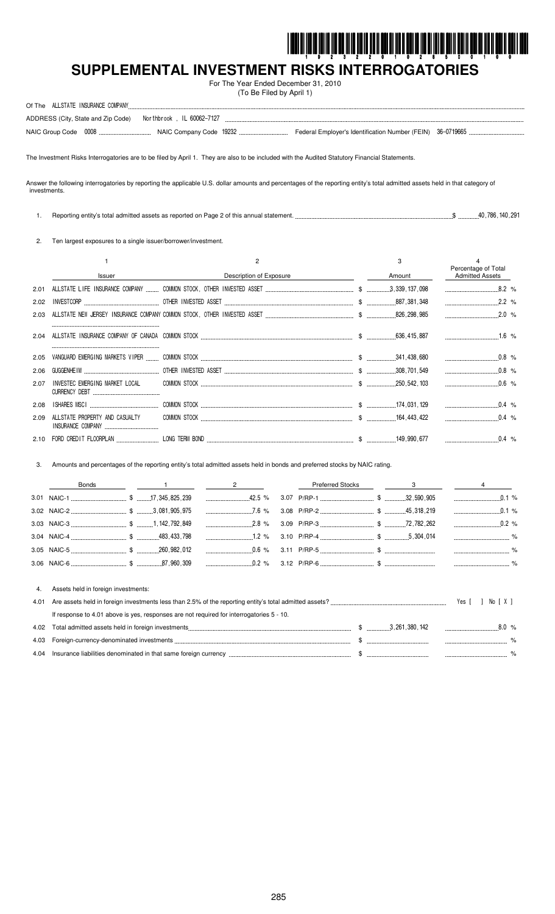# SUPPLEMENTAL INVESTMENT RISKS INTERROGATORIES

For The Year Ended December 31, 2010
(To Be Filed by April 1)

Of The ALLSTATE INSURANCE COMPANY

ADDRESS (City, State and Zip Code) Northbrook , IL 60062-7127

NAIC Group Code 0008 NAIC Company Code 19232 Federal Employer's Identification Number (FEIN) 36-0719665

The Investment Risks Interrogatories are to be filed by April 1. They are also to be included with the Audited Statutory Financial Statements.

Answer the following interrogatories by reporting the applicable U.S. dollar amounts and percentages of the reporting entity's total admitted assets held in that category of investments.

1. Reporting entity's total admitted assets as reported on Page 2 of this annual statement. $ 40,786,140,291

2. Ten largest exposures to a single issuer/borrower/investment.

| | 1 | 2 | 3 | 4 |
|---|---|---|---|---|
| | Issuer | Description of Exposure | Amount | Percentage of Total Admitted Assets |
| 2.01 | ALLSTATE LIFE INSURANCE COMPANY | COMMON STOCK, OTHER INVESTED ASSET | $ 3,339,137,098 | 8.2 % |
| 2.02 | INVESTCORP | OTHER INVESTED ASSET | $ 887,381,348 | 2.2 % |
| 2.03 | ALLSTATE NEW JERSEY INSURANCE COMPANY | COMMON STOCK, OTHER INVESTED ASSET | $ 826,298,985 | 2.0 % |
| 2.04 | ALLSTATE INSURANCE COMPANY OF CANADA | COMMON STOCK | $ 636,415,887 | 1.6 % |
| 2.05 | VANGUARD EMERGING MARKETS VIPER | COMMON STOCK | $ 341,438,680 | 0.8 % |
| 2.06 | GUGGENHEIM | OTHER INVESTED ASSET | $ 308,701,549 | 0.8 % |
| 2.07 | INVESTEC EMERGING MARKET LOCAL CURRENCY DEBT | COMMON STOCK | $ 250,542,103 | 0.6 % |
| 2.08 | ISHARES MSCI | COMMON STOCK | $ 174,031,129 | 0.4 % |
| 2.09 | ALLSTATE PROPERTY AND CASUALTY INSURANCE COMPANY | COMMON STOCK | $ 164,443,422 | 0.4 % |
| 2.10 | FORD CREDIT FLOORPLAN | LONG TERM BOND | $ 149,990,677 | 0.4 % |

3. Amounts and percentages of the reporting entity's total admitted assets held in bonds and preferred stocks by NAIC rating.

| Bonds | 1 | 2 | Preferred Stocks | 3 | 4 |
|---|---|---|---|---|---|
| 3.01 NAIC-1 | $ 17,345,825,239 | 42.5 % | 3.07 P/RP-1 | $ 32,590,905 | 0.1 % |
| 3.02 NAIC-2 | $ 3,081,905,975 | 7.6 % | 3.08 P/RP-2 | $ 45,318,219 | 0.1 % |
| 3.03 NAIC-3 | $ 1,142,792,849 | 2.8 % | 3.09 P/RP-3 | $ 72,782,262 | 0.2 % |
| 3.04 NAIC-4 | $ 483,433,798 | 1.2 % | 3.10 P/RP-4 | $ 5,304,014 | % |
| 3.05 NAIC-5 | $ 260,982,012 | 0.6 % | 3.11 P/RP-5 | $ | % |
| 3.06 NAIC-6 | $ 87,960,309 | 0.2 % | 3.12 P/RP-6 | $ | % |

4. Assets held in foreign investments:

4.01 Are assets held in foreign investments less than 2.5% of the reporting entity's total admitted assets? Yes [ ] No [ X ]

If response to 4.01 above is yes, responses are not required for interrogatories 5 - 10.

| | | | |
|---|---|---|---|
| 4.02 | Total admitted assets held in foreign investments | $ 3,261,380,142 | 8.0 % |
| 4.03 | Foreign-currency-denominated investments | $ | % |
| 4.04 | Insurance liabilities denominated in that same foreign currency | $ | % |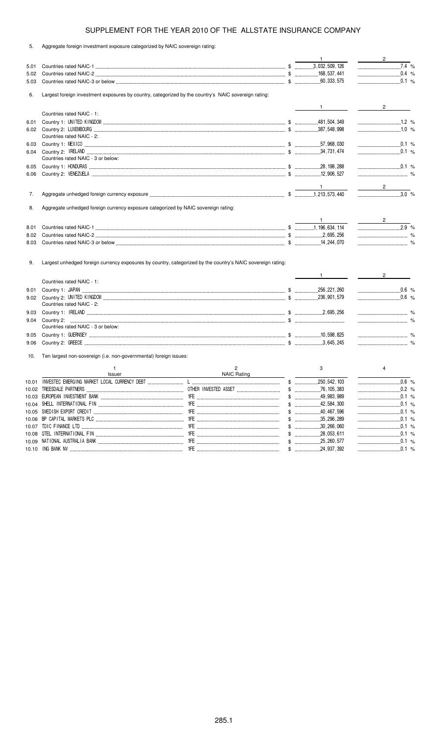# SUPPLEMENT FOR THE YEAR 2010 OF THE ALLSTATE INSURANCE COMPANY

5. Aggregate foreign investment exposure categorized by NAIC sovereign rating:

| | | 1 | 2 |
|---|---|---|---|
| 5.01 | Countries rated NAIC-1 | $ 3,032,509,126 | 7.4 % |
| 5.02 | Countries rated NAIC-2 | $ 168,537,441 | 0.4 % |
| 5.03 | Countries rated NAIC-3 or below | $ 60,333,575 | 0.1 % |

6. Largest foreign investment exposures by country, categorized by the country's NAIC sovereign rating:

| | | 1 | 2 |
|---|---|---|---|
| | Countries rated NAIC - 1: | | |
| 6.01 | Country 1: UNITED KINGDOM | $ 481,504,349 | 1.2 % |
| 6.02 | Country 2: LUXEMBOURG | $ 387,548,998 | 1.0 % |
| | Countries rated NAIC - 2: | | |
| 6.03 | Country 1: MEXICO | $ 57,968,030 | 0.1 % |
| 6.04 | Country 2: IRELAND | $ 34,731,474 | 0.1 % |
| | Countries rated NAIC - 3 or below: | | |
| 6.05 | Country 1: HONDURAS | $ 28,198,288 | 0.1 % |
| 6.06 | Country 2: VENEZUELA | $ 12,906,527 | % |

| | | 1 | 2 |
|---|---|---|---|
| 7. | Aggregate unhedged foreign currency exposure | $ 1,213,573,440 | 3.0 % |

8. Aggregate unhedged foreign currency exposure categorized by NAIC sovereign rating:

| | | 1 | 2 |
|---|---|---|---|
| 8.01 | Countries rated NAIC-1 | $ 1,196,634,114 | 2.9 % |
| 8.02 | Countries rated NAIC-2 | $ 2,695,256 | % |
| 8.03 | Countries rated NAIC-3 or below | $ 14,244,070 | % |

9. Largest unhedged foreign currency exposures by country, categorized by the country's NAIC sovereign rating:

| | | 1 | 2 |
|---|---|---|---|
| | Countries rated NAIC - 1: | | |
| 9.01 | Country 1: JAPAN | $ 256,221,260 | 0.6 % |
| 9.02 | Country 2: UNITED KINGDOM | $ 236,901,579 | 0.6 % |
| | Countries rated NAIC - 2: | | |
| 9.03 | Country 1: IRELAND | $ 2,695,256 | % |
| 9.04 | Country 2: | $ | % |
| | Countries rated NAIC - 3 or below: | | |
| 9.05 | Country 1: GUERNSEY | $ 10,598,825 | % |
| 9.06 | Country 2: GREECE | $ 3,645,245 | % |

10. Ten largest non-sovereign (i.e. non-governmental) foreign issues:

| | 1<br>Issuer | 2<br>NAIC Rating | 3 | 4 |
|---|---|---|---|---|
| 10.01 | INVESTEC EMERGING MARKET LOCAL CURRENCY DEBT | L | $ 250,542,103 | 0.6 % |
| 10.02 | TREESDALE PARTNERS | OTHER INVESTED ASSET | $ 76,105,383 | 0.2 % |
| 10.03 | EUROPEAN INVESTMENT BANK | 1FE | $ 49,983,989 | 0.1 % |
| 10.04 | SHELL INTERNATIONAL FIN | 1FE | $ 42,584,300 | 0.1 % |
| 10.05 | SWEDISH EXPORT CREDIT | 1FE | $ 40,467,596 | 0.1 % |
| 10.06 | BP CAPITAL MARKETS PLC | 1FE | $ 35,296,289 | 0.1 % |
| 10.07 | TDIC FINANCE LTD | 1FE | $ 30,266,060 | 0.1 % |
| 10.08 | QTEL INTERNATIONAL FIN | 1FE | $ 28,053,611 | 0.1 % |
| 10.09 | NATIONAL AUSTRALIA BANK | 1FE | $ 25,260,577 | 0.1 % |
| 10.10 | ING BANK NV | 1FE | $ 24,937,392 | 0.1 % |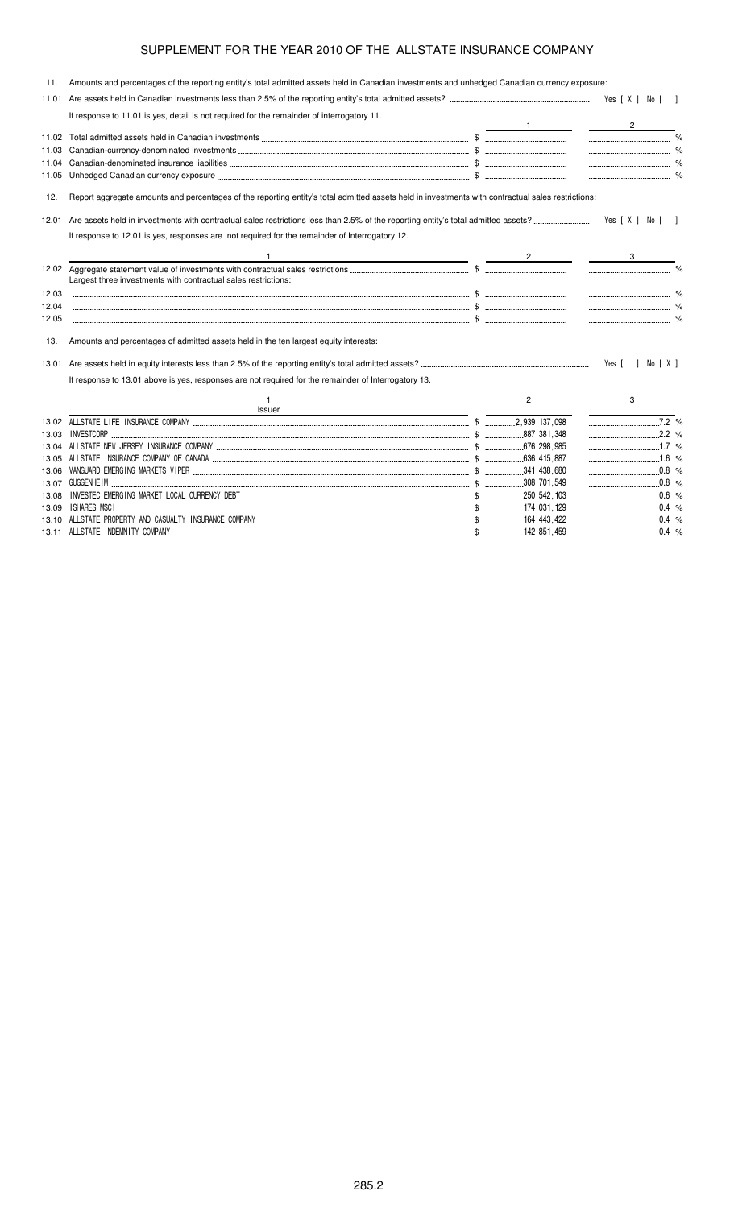# SUPPLEMENT FOR THE YEAR 2010 OF THE ALLSTATE INSURANCE COMPANY

11. Amounts and percentages of the reporting entity's total admitted assets held in Canadian investments and unhedged Canadian currency exposure:

11.01 Are assets held in Canadian investments less than 2.5% of the reporting entity's total admitted assets? Yes [ X ] No [ ]

If response to 11.01 is yes, detail is not required for the remainder of interrogatory 11.

| | | 1 | 2 |
|---|---|---|---|
| 11.02 | Total admitted assets held in Canadian investments | $ | % |
| 11.03 | Canadian-currency-denominated investments | $ | % |
| 11.04 | Canadian-denominated insurance liabilities | $ | % |
| 11.05 | Unhedged Canadian currency exposure | $ | % |

12. Report aggregate amounts and percentages of the reporting entity's total admitted assets held in investments with contractual sales restrictions:

12.01 Are assets held in investments with contractual sales restrictions less than 2.5% of the reporting entity's total admitted assets? Yes [ X ] No [ ]

If response to 12.01 is yes, responses are not required for the remainder of Interrogatory 12.

| | 1 | 2 | 3 |
|---|---|---|---|
| 12.02 | Aggregate statement value of investments with contractual sales restrictions | $ | % |
| | Largest three investments with contractual sales restrictions: | | |
| 12.03 | | $ | % |
| 12.04 | | $ | % |
| 12.05 | | $ | % |

13. Amounts and percentages of admitted assets held in the ten largest equity interests:

13.01 Are assets held in equity interests less than 2.5% of the reporting entity's total admitted assets? Yes [ ] No [ X ]

If response to 13.01 above is yes, responses are not required for the remainder of Interrogatory 13.

| | 1<br>Issuer | 2 | 3 |
|---|---|---|---|
| 13.02 | ALLSTATE LIFE INSURANCE COMPANY | $ 2,939,137,098 | 7.2 % |
| 13.03 | INVESTCORP | $ 887,381,348 | 2.2 % |
| 13.04 | ALLSTATE NEW JERSEY INSURANCE COMPANY | $ 676,298,985 | 1.7 % |
| 13.05 | ALLSTATE INSURANCE COMPANY OF CANADA | $ 636,415,887 | 1.6 % |
| 13.06 | VANGUARD EMERGING MARKETS VIPER | $ 341,438,680 | 0.8 % |
| 13.07 | GUGGENHEIM | $ 308,701,549 | 0.8 % |
| 13.08 | INVESTEC EMERGING MARKET LOCAL CURRENCY DEBT | $ 250,542,103 | 0.6 % |
| 13.09 | ISHARES MSCI | $ 174,031,129 | 0.4 % |
| 13.10 | ALLSTATE PROPERTY AND CASUALTY INSURANCE COMPANY | $ 164,443,422 | 0.4 % |
| 13.11 | ALLSTATE INDEMNITY COMPANY | $ 142,851,459 | 0.4 % |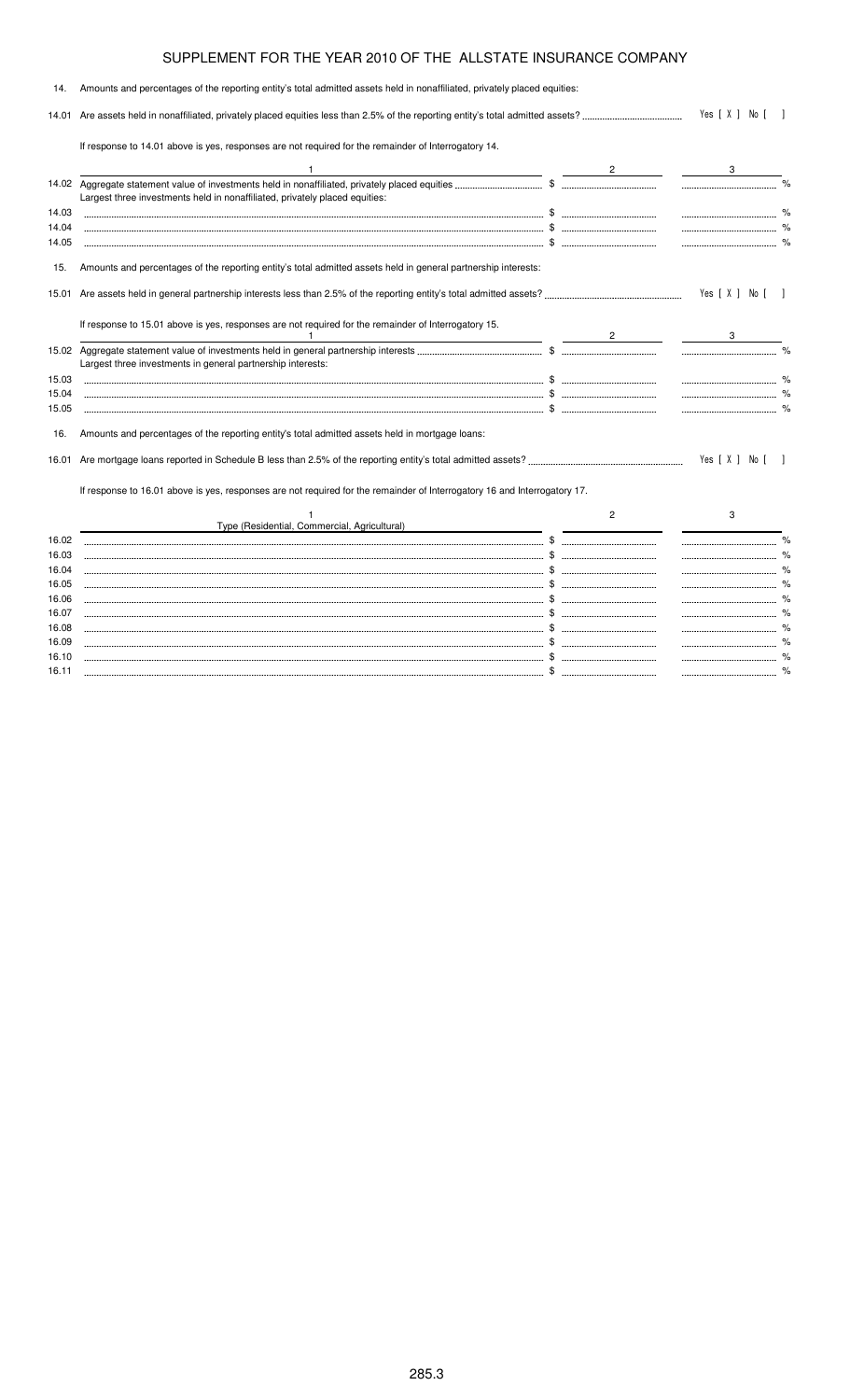# SUPPLEMENT FOR THE YEAR 2010 OF THE ALLSTATE INSURANCE COMPANY

14. Amounts and percentages of the reporting entity's total admitted assets held in nonaffiliated, privately placed equities:

14.01 Are assets held in nonaffiliated, privately placed equities less than 2.5% of the reporting entity's total admitted assets? Yes [ X ] No [ ]

If response to 14.01 above is yes, responses are not required for the remainder of Interrogatory 14.

| | 1 | 2 | 3 |
|---|---|---|---|
| 14.02 | Aggregate statement value of investments held in nonaffiliated, privately placed equities | $ | % |
| | Largest three investments held in nonaffiliated, privately placed equities: | | |
| 14.03 | | $ | % |
| 14.04 | | $ | % |
| 14.05 | | $ | % |

15. Amounts and percentages of the reporting entity's total admitted assets held in general partnership interests:

15.01 Are assets held in general partnership interests less than 2.5% of the reporting entity's total admitted assets? Yes [ X ] No [ ]

If response to 15.01 above is yes, responses are not required for the remainder of Interrogatory 15.

| | 1 | 2 | 3 |
|---|---|---|---|
| 15.02 | Aggregate statement value of investments held in general partnership interests | $ | % |
| | Largest three investments in general partnership interests: | | |
| 15.03 | | $ | % |
| 15.04 | | $ | % |
| 15.05 | | $ | % |

16. Amounts and percentages of the reporting entity's total admitted assets held in mortgage loans:

16.01 Are mortgage loans reported in Schedule B less than 2.5% of the reporting entity's total admitted assets? Yes [ X ] No [ ]

If response to 16.01 above is yes, responses are not required for the remainder of Interrogatory 16 and Interrogatory 17.

| | 1<br>Type (Residential, Commercial, Agricultural) | 2 | 3 |
|---|---|---|---|
| 16.02 | | $ | % |
| 16.03 | | $ | % |
| 16.04 | | $ | % |
| 16.05 | | $ | % |
| 16.06 | | $ | % |
| 16.07 | | $ | % |
| 16.08 | | $ | % |
| 16.09 | | $ | % |
| 16.10 | | $ | % |
| 16.11 | | $ | % |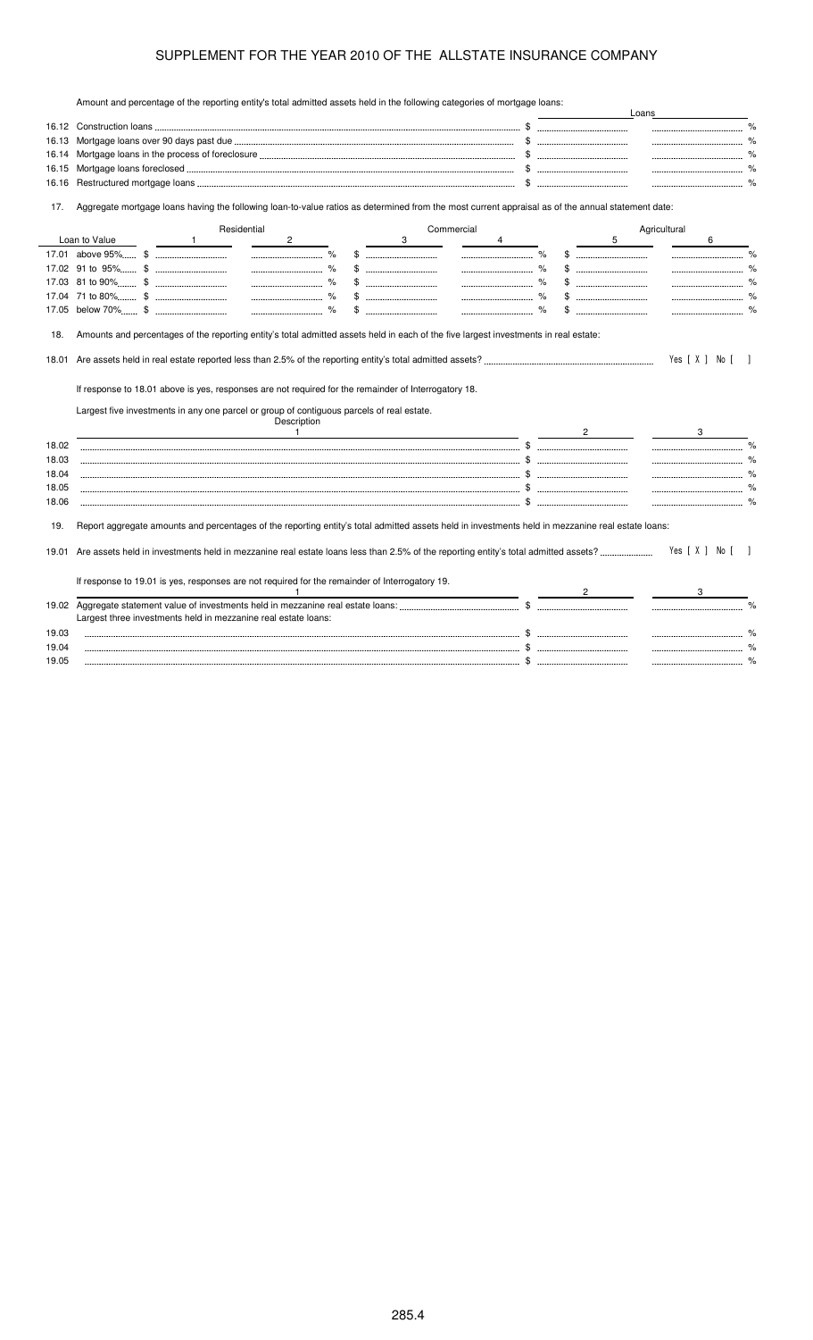# SUPPLEMENT FOR THE YEAR 2010 OF THE ALLSTATE INSURANCE COMPANY

Amount and percentage of the reporting entity's total admitted assets held in the following categories of mortgage loans:

| | | Loans | |
|---|---|---|---|
| 16.12 | Construction loans | $ | % |
| 16.13 | Mortgage loans over 90 days past due | $ | % |
| 16.14 | Mortgage loans in the process of foreclosure | $ | % |
| 16.15 | Mortgage loans foreclosed | $ | % |
| 16.16 | Restructured mortgage loans | $ | % |

17. Aggregate mortgage loans having the following loan-to-value ratios as determined from the most current appraisal as of the annual statement date:

| Loan to Value | Residential 1 | Residential 2 | Commercial 3 | Commercial 4 | Agricultural 5 | Agricultural 6 |
|---|---|---|---|---|---|---|
| 17.01 above 95% | $ | % | $ | % | $ | % |
| 17.02 91 to 95% | $ | % | $ | % | $ | % |
| 17.03 81 to 90% | $ | % | $ | % | $ | % |
| 17.04 71 to 80% | $ | % | $ | % | $ | % |
| 17.05 below 70% | $ | % | $ | % | $ | % |

18. Amounts and percentages of the reporting entity's total admitted assets held in each of the five largest investments in real estate:

18.01 Are assets held in real estate reported less than 2.5% of the reporting entity's total admitted assets? Yes [ X ] No [ ]

If response to 18.01 above is yes, responses are not required for the remainder of Interrogatory 18.

Largest five investments in any one parcel or group of contiguous parcels of real estate.

| | Description 1 | 2 | 3 |
|---|---|---|---|
| 18.02 | | $ | % |
| 18.03 | | $ | % |
| 18.04 | | $ | % |
| 18.05 | | $ | % |
| 18.06 | | $ | % |

19. Report aggregate amounts and percentages of the reporting entity's total admitted assets held in investments held in mezzanine real estate loans:

19.01 Are assets held in investments held in mezzanine real estate loans less than 2.5% of the reporting entity's total admitted assets? Yes [ X ] No [ ]

If response to 19.01 is yes, responses are not required for the remainder of Interrogatory 19.

| | 1 | 2 | 3 |
|---|---|---|---|
| 19.02 | Aggregate statement value of investments held in mezzanine real estate loans: | $ | % |
| | Largest three investments held in mezzanine real estate loans: | | |
| 19.03 | | $ | % |
| 19.04 | | $ | % |
| 19.05 | | $ | % |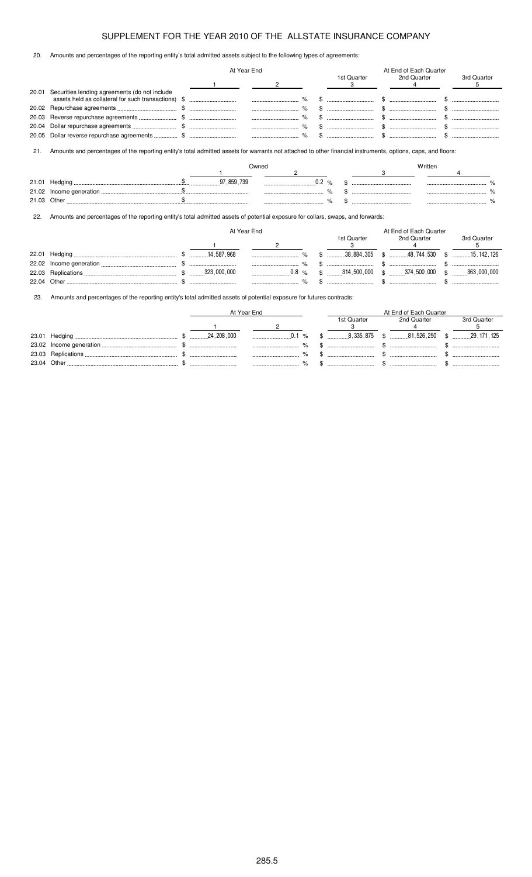# SUPPLEMENT FOR THE YEAR 2010 OF THE ALLSTATE INSURANCE COMPANY

20. Amounts and percentages of the reporting entity's total admitted assets subject to the following types of agreements:

| | At Year End | | At End of Each Quarter | | |
|---|---|---|---|---|---|
| | | | 1st Quarter | 2nd Quarter | 3rd Quarter |
| | 1 | 2 | 3 | 4 | 5 |
| 20.01 Securities lending agreements (do not include assets held as collateral for such transactions) | $ | % | $ | $ | $ |
| 20.02 Repurchase agreements | $ | % | $ | $ | $ |
| 20.03 Reverse repurchase agreements | $ | % | $ | $ | $ |
| 20.04 Dollar repurchase agreements | $ | % | $ | $ | $ |
| 20.05 Dollar reverse repurchase agreements | $ | % | $ | $ | $ |

21. Amounts and percentages of the reporting entity's total admitted assets for warrants not attached to other financial instruments, options, caps, and floors:

| | Owned | | Written | |
|---|---|---|---|---|
| | 1 | 2 | 3 | 4 |
| 21.01 Hedging | $ 97,859,739 | 0.2 % | $ | % |
| 21.02 Income generation | $ | % | $ | % |
| 21.03 Other | $ | % | $ | % |

22. Amounts and percentages of the reporting entity's total admitted assets of potential exposure for collars, swaps, and forwards:

| | At Year End | | At End of Each Quarter | | |
|---|---|---|---|---|---|
| | | | 1st Quarter | 2nd Quarter | 3rd Quarter |
| | 1 | 2 | 3 | 4 | 5 |
| 22.01 Hedging | $ 14,587,968 | % | $ 38,884,305 | $ 48,744,530 | $ 15,142,126 |
| 22.02 Income generation | $ | % | $ | $ | $ |
| 22.03 Replications | $ 323,000,000 | 0.8 % | $ 314,500,000 | $ 374,500,000 | $ 363,000,000 |
| 22.04 Other | $ | % | $ | $ | $ |

23. Amounts and percentages of the reporting entity's total admitted assets of potential exposure for futures contracts:

| | At Year End | | At End of Each Quarter | | |
|---|---|---|---|---|---|
| | | | 1st Quarter | 2nd Quarter | 3rd Quarter |
| | 1 | 2 | 3 | 4 | 5 |
| 23.01 Hedging | $ 24,208,000 | 0.1 % | $ 8,335,875 | $ 81,526,250 | $ 29,171,125 |
| 23.02 Income generation | $ | % | $ | $ | $ |
| 23.03 Replications | $ | % | $ | $ | $ |
| 23.04 Other | $ | % | $ | $ | $ |